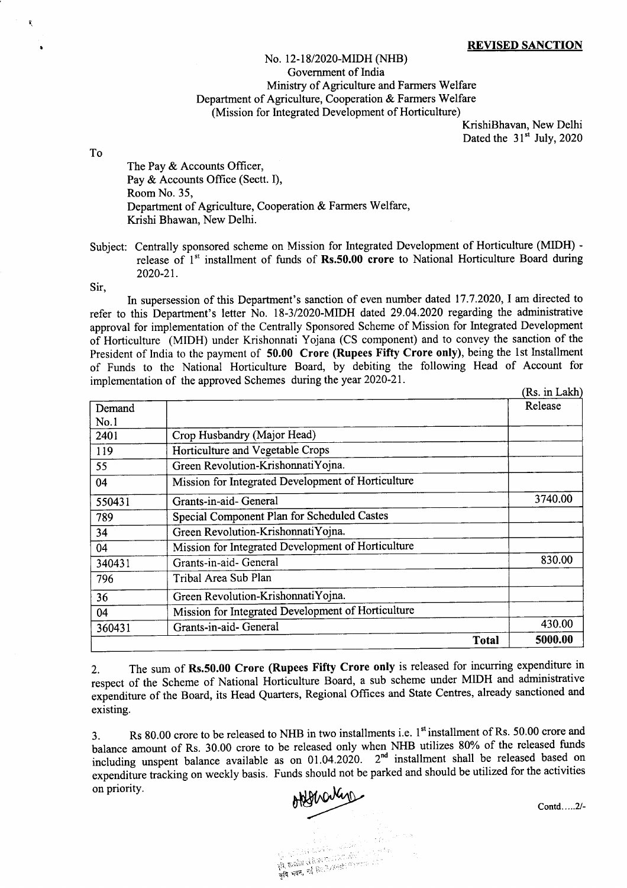**REVISED SANCTION**

No. 12-18/2020-MIDH (NHB)
Government of India
Ministry of Agriculture and Farmers Welfare
Department of Agriculture, Cooperation & Farmers Welfare
(Mission for Integrated Development of Horticulture)

KrishiBhavan, New Delhi
Dated the 31st July, 2020

To

The Pay & Accounts Officer,
Pay & Accounts Office (Sectt. I),
Room No. 35,
Department of Agriculture, Cooperation & Farmers Welfare,
Krishi Bhawan, New Delhi.

Subject: Centrally sponsored scheme on Mission for Integrated Development of Horticulture (MIDH) - release of 1st installment of funds of **Rs.50.00 crore** to National Horticulture Board during 2020-21.

Sir,

In supersession of this Department's sanction of even number dated 17.7.2020, I am directed to refer to this Department's letter No. 18-3/2020-MIDH dated 29.04.2020 regarding the administrative approval for implementation of the Centrally Sponsored Scheme of Mission for Integrated Development of Horticulture (MIDH) under Krishonnati Yojana (CS component) and to convey the sanction of the President of India to the payment of **50.00 Crore (Rupees Fifty Crore only)**, being the 1st Installment of Funds to the National Horticulture Board, by debiting the following Head of Account for implementation of the approved Schemes during the year 2020-21.

(Rs. in Lakh)

| Demand No.1 | | Release |
|---|---|---|
| 2401 | Crop Husbandry (Major Head) | |
| 119 | Horticulture and Vegetable Crops | |
| 55 | Green Revolution-KrishonnatiYojna. | |
| 04 | Mission for Integrated Development of Horticulture | |
| 550431 | Grants-in-aid- General | 3740.00 |
| 789 | Special Component Plan for Scheduled Castes | |
| 34 | Green Revolution-KrishonnatiYojna. | |
| 04 | Mission for Integrated Development of Horticulture | |
| 340431 | Grants-in-aid- General | 830.00 |
| 796 | Tribal Area Sub Plan | |
| 36 | Green Revolution-KrishonnatiYojna. | |
| 04 | Mission for Integrated Development of Horticulture | |
| 360431 | Grants-in-aid- General | 430.00 |
| | **Total** | **5000.00** |

2. The sum of **Rs.50.00 Crore (Rupees Fifty Crore only** is released for incurring expenditure in respect of the Scheme of National Horticulture Board, a sub scheme under MIDH and administrative expenditure of the Board, its Head Quarters, Regional Offices and State Centres, already sanctioned and existing.

3. Rs 80.00 crore to be released to NHB in two installments i.e. 1st installment of Rs. 50.00 crore and balance amount of Rs. 30.00 crore to be released only when NHB utilizes 80% of the released funds including unspent balance available as on 01.04.2020. 2nd installment shall be released based on expenditure tracking on weekly basis. Funds should not be parked and should be utilized for the activities on priority.

Contd.....2/-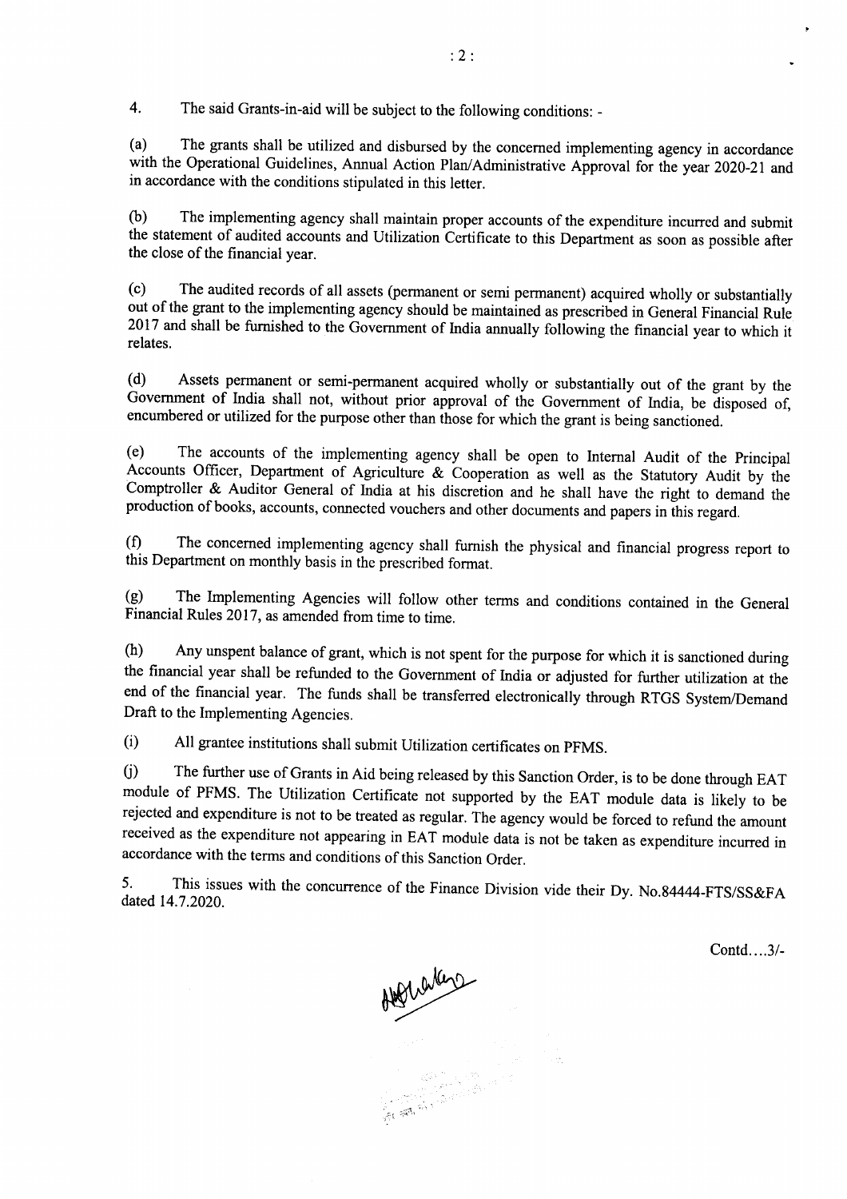4. The said Grants-in-aid will be subject to the following conditions: -

(a) The grants shall be utilized and disbursed by the concerned implementing agency in accordance with the Operational Guidelines, Annual Action Plan/Administrative Approval for the year 2020-21 and in accordance with the conditions stipulated in this letter.

(b) The implementing agency shall maintain proper accounts of the expenditure incurred and submit the statement of audited accounts and Utilization Certificate to this Department as soon as possible after the close of the financial year.

(c) The audited records of all assets (permanent or semi permanent) acquired wholly or substantially out of the grant to the implementing agency should be maintained as prescribed in General Financial Rule 2017 and shall be furnished to the Government of India annually following the financial year to which it relates.

(d) Assets permanent or semi-permanent acquired wholly or substantially out of the grant by the Government of India shall not, without prior approval of the Government of India, be disposed of, encumbered or utilized for the purpose other than those for which the grant is being sanctioned.

(e) The accounts of the implementing agency shall be open to Internal Audit of the Principal Accounts Officer, Department of Agriculture & Cooperation as well as the Statutory Audit by the Comptroller & Auditor General of India at his discretion and he shall have the right to demand the production of books, accounts, connected vouchers and other documents and papers in this regard.

(f) The concerned implementing agency shall furnish the physical and financial progress report to this Department on monthly basis in the prescribed format.

(g) The Implementing Agencies will follow other terms and conditions contained in the General Financial Rules 2017, as amended from time to time.

(h) Any unspent balance of grant, which is not spent for the purpose for which it is sanctioned during the financial year shall be refunded to the Government of India or adjusted for further utilization at the end of the financial year. The funds shall be transferred electronically through RTGS System/Demand Draft to the Implementing Agencies.

(i) All grantee institutions shall submit Utilization certificates on PFMS.

(j) The further use of Grants in Aid being released by this Sanction Order, is to be done through EAT module of PFMS. The Utilization Certificate not supported by the EAT module data is likely to be rejected and expenditure is not to be treated as regular. The agency would be forced to refund the amount received as the expenditure not appearing in EAT module data is not be taken as expenditure incurred in accordance with the terms and conditions of this Sanction Order.

5. This issues with the concurrence of the Finance Division vide their Dy. No.84444-FTS/SS&FA dated 14.7.2020.

Contd....3/-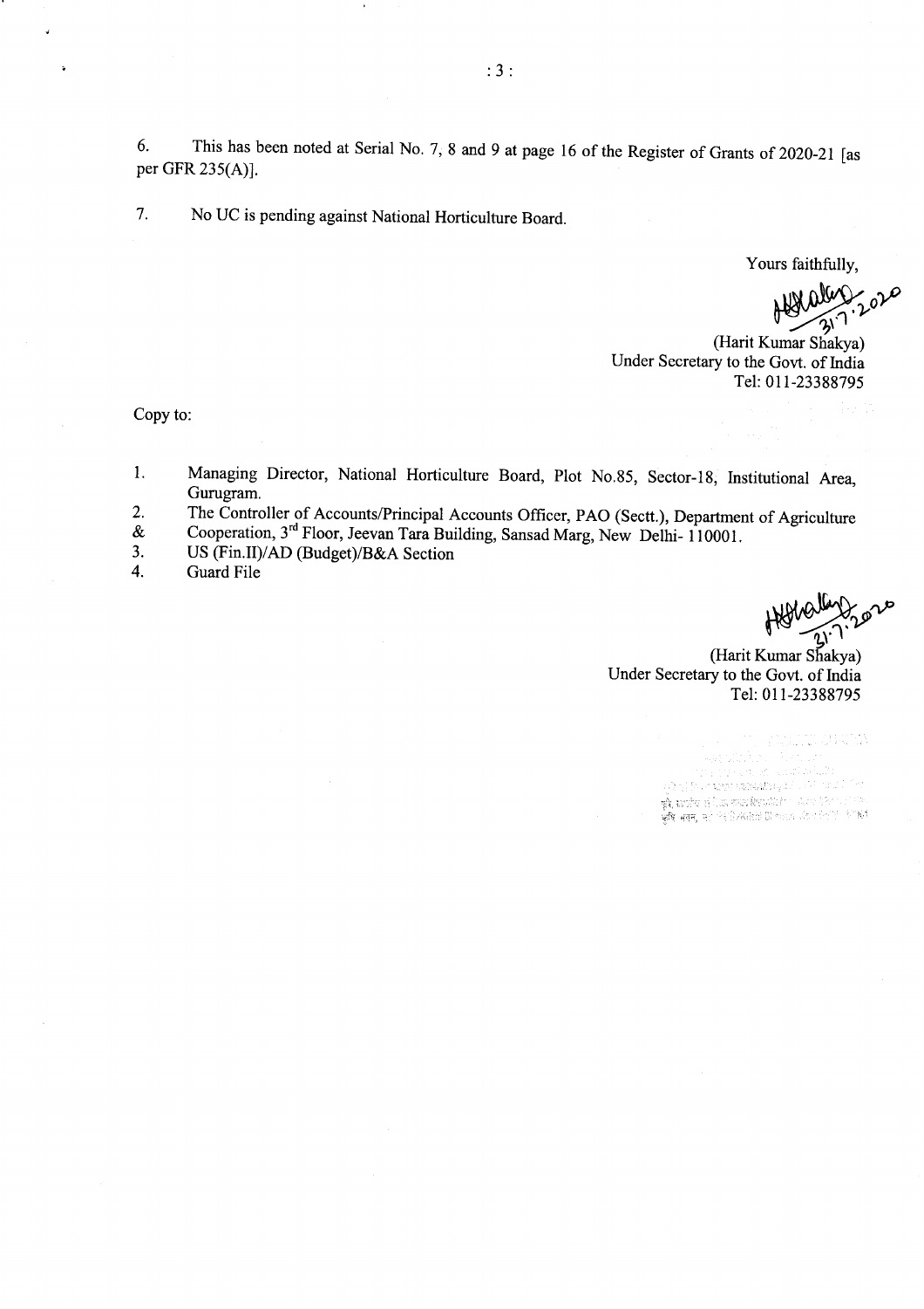6. This has been noted at Serial No. 7, 8 and 9 at page 16 of the Register of Grants of 2020-21 [as per GFR 235(A)].

7. No UC is pending against National Horticulture Board.

Yours faithfully,

31.7.2020

(Harit Kumar Shakya)
Under Secretary to the Govt. of India
Tel: 011-23388795

Copy to:

1. Managing Director, National Horticulture Board, Plot No.85, Sector-18, Institutional Area, Gurugram.
2. The Controller of Accounts/Principal Accounts Officer, PAO (Sectt.), Department of Agriculture & Cooperation, 3rd Floor, Jeevan Tara Building, Sansad Marg, New Delhi- 110001.
3. US (Fin.II)/AD (Budget)/B&A Section
4. Guard File

31.7.2020

(Harit Kumar Shakya)
Under Secretary to the Govt. of India
Tel: 011-23388795